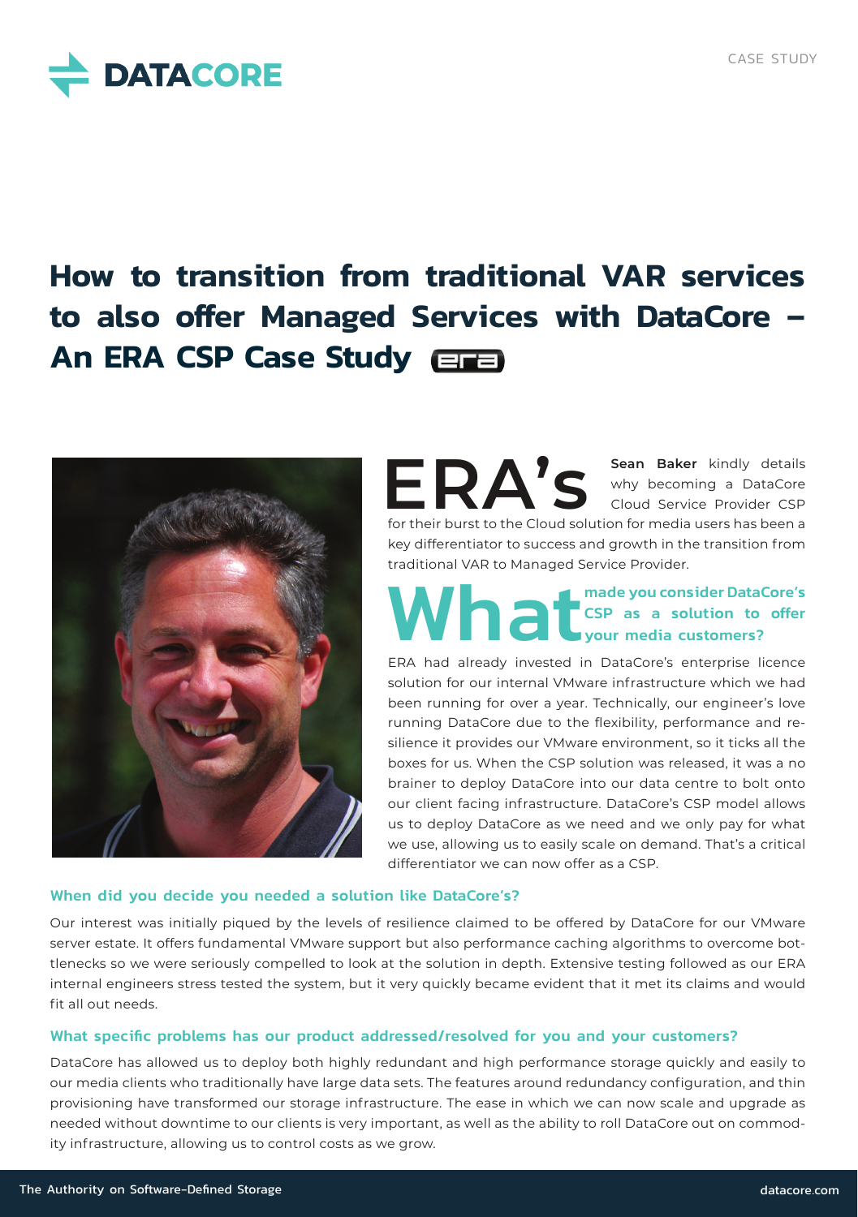DATACORE

CASE STUDY

# How to transition from traditional VAR services to also offer Managed Services with DataCore – An ERA CSP Case Study

**ERA's Sean Baker** kindly details why becoming a DataCore Cloud Service Provider CSP for their burst to the Cloud solution for media users has been a key differentiator to success and growth in the transition from traditional VAR to Managed Service Provider.

### What made you consider DataCore's CSP as a solution to offer your media customers?

ERA had already invested in DataCore's enterprise licence solution for our internal VMware infrastructure which we had been running for over a year. Technically, our engineer's love running DataCore due to the flexibility, performance and resilience it provides our VMware environment, so it ticks all the boxes for us. When the CSP solution was released, it was a no brainer to deploy DataCore into our data centre to bolt onto our client facing infrastructure. DataCore's CSP model allows us to deploy DataCore as we need and we only pay for what we use, allowing us to easily scale on demand. That's a critical differentiator we can now offer as a CSP.

### When did you decide you needed a solution like DataCore's?

Our interest was initially piqued by the levels of resilience claimed to be offered by DataCore for our VMware server estate. It offers fundamental VMware support but also performance caching algorithms to overcome bottlenecks so we were seriously compelled to look at the solution in depth. Extensive testing followed as our ERA internal engineers stress tested the system, but it very quickly became evident that it met its claims and would fit all out needs.

### What specific problems has our product addressed/resolved for you and your customers?

DataCore has allowed us to deploy both highly redundant and high performance storage quickly and easily to our media clients who traditionally have large data sets. The features around redundancy configuration, and thin provisioning have transformed our storage infrastructure. The ease in which we can now scale and upgrade as needed without downtime to our clients is very important, as well as the ability to roll DataCore out on commodity infrastructure, allowing us to control costs as we grow.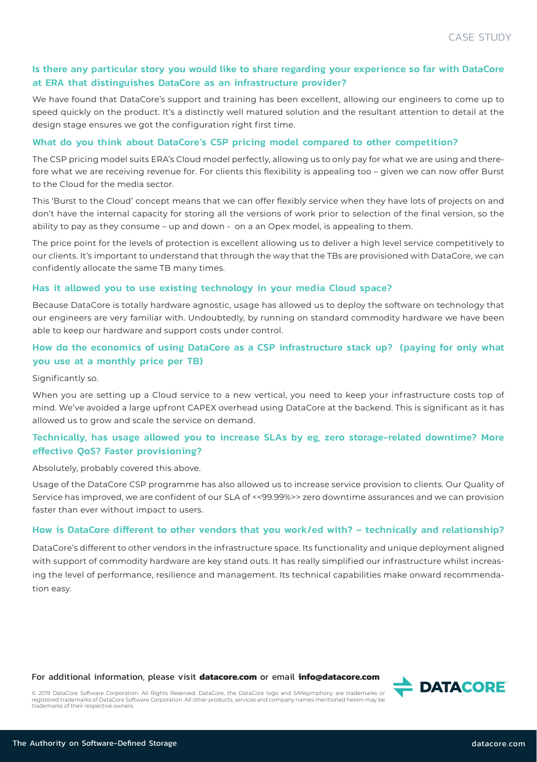### Is there any particular story you would like to share regarding your experience so far with DataCore at ERA that distinguishes DataCore as an infrastructure provider?

We have found that DataCore's support and training has been excellent, allowing our engineers to come up to speed quickly on the product. It's a distinctly well matured solution and the resultant attention to detail at the design stage ensures we got the configuration right first time.

### What do you think about DataCore's CSP pricing model compared to other competition?

The CSP pricing model suits ERA's Cloud model perfectly, allowing us to only pay for what we are using and therefore what we are receiving revenue for. For clients this flexibility is appealing too – given we can now offer Burst to the Cloud for the media sector.

This 'Burst to the Cloud' concept means that we can offer flexibly service when they have lots of projects on and don't have the internal capacity for storing all the versions of work prior to selection of the final version, so the ability to pay as they consume – up and down - on a an Opex model, is appealing to them.

The price point for the levels of protection is excellent allowing us to deliver a high level service competitively to our clients. It's important to understand that through the way that the TBs are provisioned with DataCore, we can confidently allocate the same TB many times.

### Has it allowed you to use existing technology in your media Cloud space?

Because DataCore is totally hardware agnostic, usage has allowed us to deploy the software on technology that our engineers are very familiar with. Undoubtedly, by running on standard commodity hardware we have been able to keep our hardware and support costs under control.

### How do the economics of using DataCore as a CSP infrastructure stack up? (paying for only what you use at a monthly price per TB)

Significantly so.

When you are setting up a Cloud service to a new vertical, you need to keep your infrastructure costs top of mind. We've avoided a large upfront CAPEX overhead using DataCore at the backend. This is significant as it has allowed us to grow and scale the service on demand.

### Technically, has usage allowed you to increase SLAs by eg, zero storage-related downtime? More effective QoS? Faster provisioning?

Absolutely, probably covered this above.

Usage of the DataCore CSP programme has also allowed us to increase service provision to clients. Our Quality of Service has improved, we are confident of our SLA of <<99.99%>> zero downtime assurances and we can provision faster than ever without impact to users.

### How is DataCore different to other vendors that you work/ed with? – technically and relationship?

DataCore's different to other vendors in the infrastructure space. Its functionality and unique deployment aligned with support of commodity hardware are key stand outs. It has really simplified our infrastructure whilst increasing the level of performance, resilience and management. Its technical capabilities make onward recommendation easy.

For additional information, please visit **datacore.com** or email **info@datacore.com**

© 2019 DataCore Software Corporation. All Rights Reserved. DataCore, the DataCore logo and SANsymphony are trademarks or registered trademarks of DataCore Software Corporation. All other products, services and company names mentioned herein may be trademarks of their respective owners.